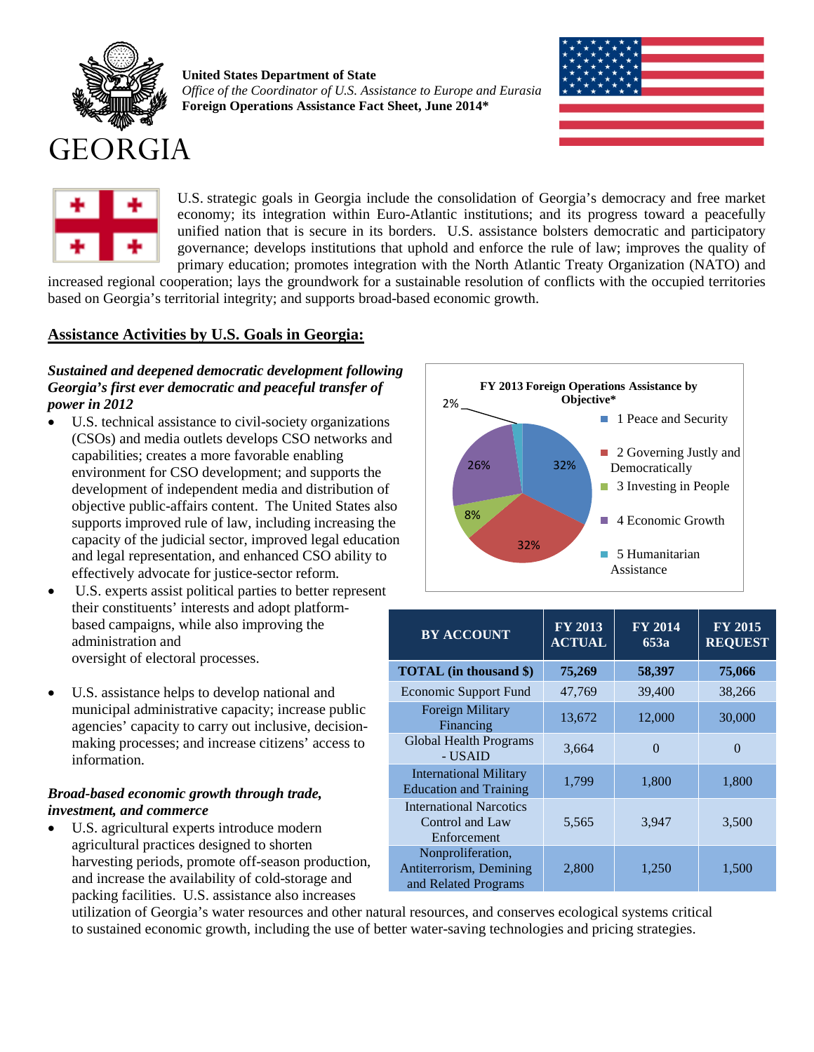**United States Department of State**
*Office of the Coordinator of U.S. Assistance to Europe and Eurasia*
**Foreign Operations Assistance Fact Sheet, June 2014***

# GEORGIA

U.S. strategic goals in Georgia include the consolidation of Georgia's democracy and free market economy; its integration within Euro-Atlantic institutions; and its progress toward a peacefully unified nation that is secure in its borders. U.S. assistance bolsters democratic and participatory governance; develops institutions that uphold and enforce the rule of law; improves the quality of primary education; promotes integration with the North Atlantic Treaty Organization (NATO) and increased regional cooperation; lays the groundwork for a sustainable resolution of conflicts with the occupied territories based on Georgia's territorial integrity; and supports broad-based economic growth.

## Assistance Activities by U.S. Goals in Georgia:

### *Sustained and deepened democratic development following Georgia's first ever democratic and peaceful transfer of power in 2012*

- U.S. technical assistance to civil-society organizations (CSOs) and media outlets develops CSO networks and capabilities; creates a more favorable enabling environment for CSO development; and supports the development of independent media and distribution of objective public-affairs content. The United States also supports improved rule of law, including increasing the capacity of the judicial sector, improved legal education and legal representation, and enhanced CSO ability to effectively advocate for justice-sector reform.
- U.S. experts assist political parties to better represent their constituents' interests and adopt platform-based campaigns, while also improving the administration and oversight of electoral processes.
- U.S. assistance helps to develop national and municipal administrative capacity; increase public agencies' capacity to carry out inclusive, decision-making processes; and increase citizens' access to information.

### *Broad-based economic growth through trade, investment, and commerce*

- U.S. agricultural experts introduce modern agricultural practices designed to shorten harvesting periods, promote off-season production, and increase the availability of cold-storage and packing facilities. U.S. assistance also increases utilization of Georgia's water resources and other natural resources, and conserves ecological systems critical to sustained economic growth, including the use of better water-saving technologies and pricing strategies.

**FY 2013 Foreign Operations Assistance by Objective***

- 1 Peace and Security: 32%
- 2 Governing Justly and Democratically: 32%
- 3 Investing in People: 8%
- 4 Economic Growth: 26%
- 5 Humanitarian Assistance: 2%

| BY ACCOUNT | FY 2013 ACTUAL | FY 2014 653a | FY 2015 REQUEST |
|---|---|---|---|
| **TOTAL (in thousand $)** | **75,269** | **58,397** | **75,066** |
| Economic Support Fund | 47,769 | 39,400 | 38,266 |
| Foreign Military Financing | 13,672 | 12,000 | 30,000 |
| Global Health Programs - USAID | 3,664 | 0 | 0 |
| International Military Education and Training | 1,799 | 1,800 | 1,800 |
| International Narcotics Control and Law Enforcement | 5,565 | 3,947 | 3,500 |
| Nonproliferation, Antiterrorism, Demining and Related Programs | 2,800 | 1,250 | 1,500 |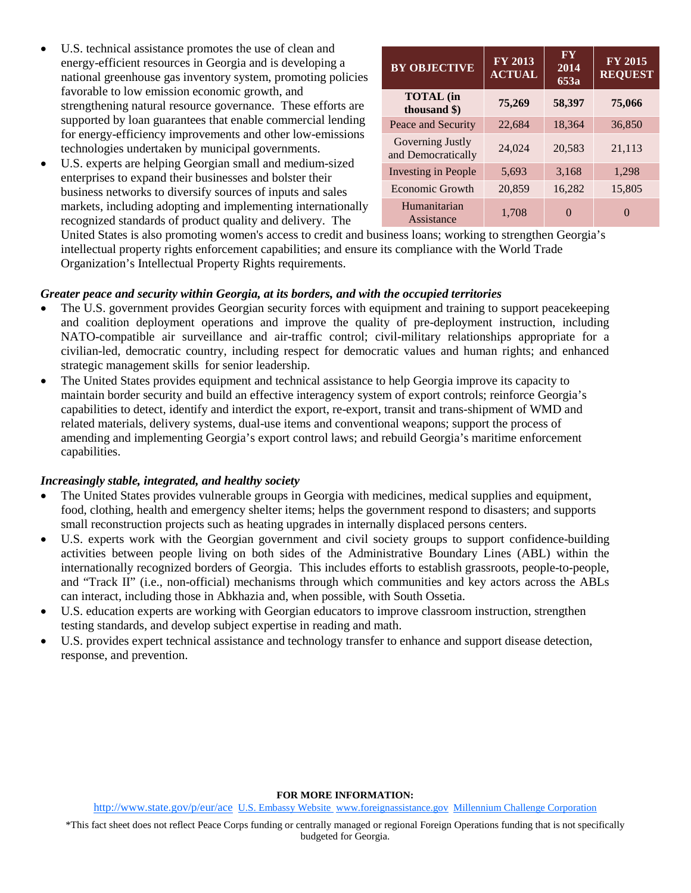- U.S. technical assistance promotes the use of clean and energy-efficient resources in Georgia and is developing a national greenhouse gas inventory system, promoting policies favorable to low emission economic growth, and strengthening natural resource governance. These efforts are supported by loan guarantees that enable commercial lending for energy-efficiency improvements and other low-emissions technologies undertaken by municipal governments.
- U.S. experts are helping Georgian small and medium-sized enterprises to expand their businesses and bolster their business networks to diversify sources of inputs and sales markets, including adopting and implementing internationally recognized standards of product quality and delivery. The United States is also promoting women's access to credit and business loans; working to strengthen Georgia's intellectual property rights enforcement capabilities; and ensure its compliance with the World Trade Organization's Intellectual Property Rights requirements.

| BY OBJECTIVE | FY 2013 ACTUAL | FY 2014 653a | FY 2015 REQUEST |
|---|---|---|---|
| **TOTAL (in thousand $)** | **75,269** | **58,397** | **75,066** |
| Peace and Security | 22,684 | 18,364 | 36,850 |
| Governing Justly and Democratically | 24,024 | 20,583 | 21,113 |
| Investing in People | 5,693 | 3,168 | 1,298 |
| Economic Growth | 20,859 | 16,282 | 15,805 |
| Humanitarian Assistance | 1,708 | 0 | 0 |

***Greater peace and security within Georgia, at its borders, and with the occupied territories***

- The U.S. government provides Georgian security forces with equipment and training to support peacekeeping and coalition deployment operations and improve the quality of pre-deployment instruction, including NATO-compatible air surveillance and air-traffic control; civil-military relationships appropriate for a civilian-led, democratic country, including respect for democratic values and human rights; and enhanced strategic management skills for senior leadership.
- The United States provides equipment and technical assistance to help Georgia improve its capacity to maintain border security and build an effective interagency system of export controls; reinforce Georgia's capabilities to detect, identify and interdict the export, re-export, transit and trans-shipment of WMD and related materials, delivery systems, dual-use items and conventional weapons; support the process of amending and implementing Georgia's export control laws; and rebuild Georgia's maritime enforcement capabilities.

***Increasingly stable, integrated, and healthy society***

- The United States provides vulnerable groups in Georgia with medicines, medical supplies and equipment, food, clothing, health and emergency shelter items; helps the government respond to disasters; and supports small reconstruction projects such as heating upgrades in internally displaced persons centers.
- U.S. experts work with the Georgian government and civil society groups to support confidence-building activities between people living on both sides of the Administrative Boundary Lines (ABL) within the internationally recognized borders of Georgia. This includes efforts to establish grassroots, people-to-people, and "Track II" (i.e., non-official) mechanisms through which communities and key actors across the ABLs can interact, including those in Abkhazia and, when possible, with South Ossetia.
- U.S. education experts are working with Georgian educators to improve classroom instruction, strengthen testing standards, and develop subject expertise in reading and math.
- U.S. provides expert technical assistance and technology transfer to enhance and support disease detection, response, and prevention.

**FOR MORE INFORMATION:**

http://www.state.gov/p/eur/ace U.S. Embassy Website www.foreignassistance.gov Millennium Challenge Corporation

*This fact sheet does not reflect Peace Corps funding or centrally managed or regional Foreign Operations funding that is not specifically budgeted for Georgia.